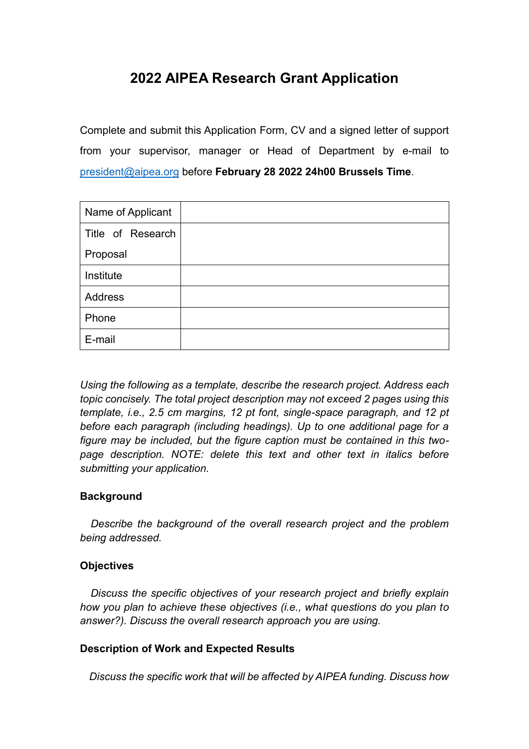# 2022 AIPEA Research Grant Application

Complete and submit this Application Form, CV and a signed letter of support from your supervisor, manager or Head of Department by e-mail to president@aipea.org before **February 28 2022 24h00 Brussels Time**.

| Name of Applicant | |
|---|---|
| Title of Research Proposal | |
| Institute | |
| Address | |
| Phone | |
| E-mail | |

*Using the following as a template, describe the research project. Address each topic concisely. The total project description may not exceed 2 pages using this template, i.e., 2.5 cm margins, 12 pt font, single-space paragraph, and 12 pt before each paragraph (including headings). Up to one additional page for a figure may be included, but the figure caption must be contained in this two-page description. NOTE: delete this text and other text in italics before submitting your application.*

**Background**

*Describe the background of the overall research project and the problem being addressed.*

**Objectives**

*Discuss the specific objectives of your research project and briefly explain how you plan to achieve these objectives (i.e., what questions do you plan to answer?). Discuss the overall research approach you are using.*

**Description of Work and Expected Results**

*Discuss the specific work that will be affected by AIPEA funding. Discuss how*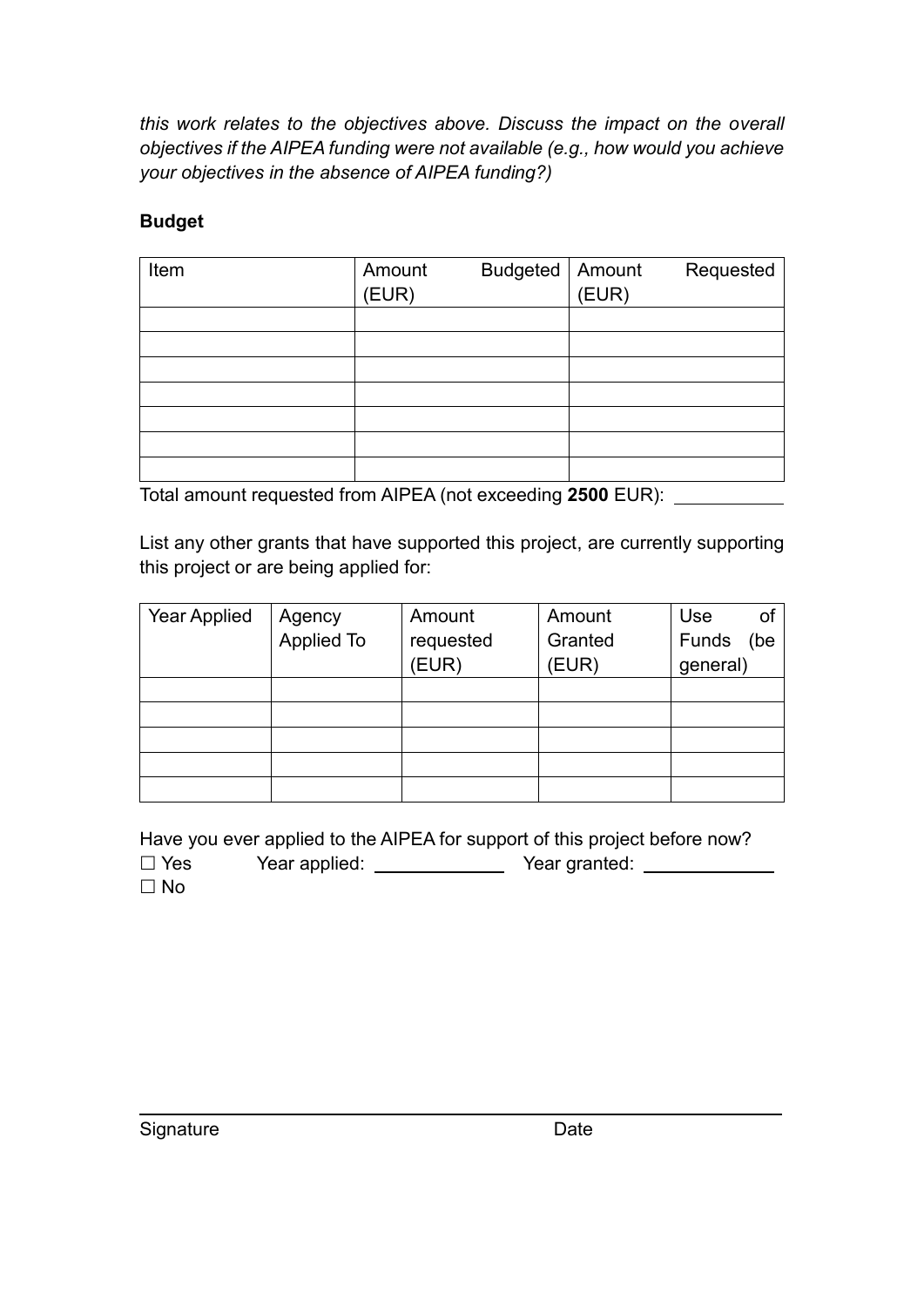*this work relates to the objectives above. Discuss the impact on the overall objectives if the AIPEA funding were not available (e.g., how would you achieve your objectives in the absence of AIPEA funding?)*

**Budget**

| Item | Amount Budgeted (EUR) | Amount Requested (EUR) |
|---|---|---|
| | | |
| | | |
| | | |
| | | |
| | | |
| | | |
| | | |

Total amount requested from AIPEA (not exceeding **2500** EUR): ___________

List any other grants that have supported this project, are currently supporting this project or are being applied for:

| Year Applied | Agency Applied To | Amount requested (EUR) | Amount Granted (EUR) | Use of Funds (be general) |
|---|---|---|---|---|
| | | | | |
| | | | | |
| | | | | |
| | | | | |
| | | | | |

Have you ever applied to the AIPEA for support of this project before now?

☐ Yes Year applied: ____________ Year granted: ____________

☐ No

Signature Date